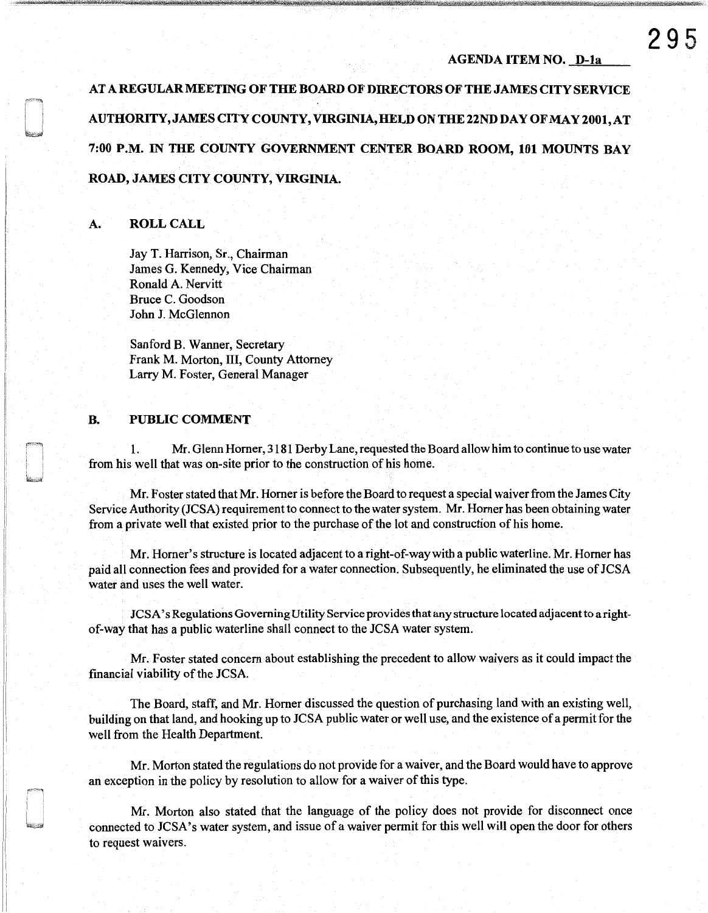AGENDA ITEM NO. D-1a

**AT A REGULAR MEETING OF THE BOARD OF DIRECTORS OF THE JAMES CITY SERVICE AUTHORITY, JAMES CITY COUNTY, VIRGINIA, HELD ON THE 22ND DAY OF MAY 2001, AT 7:00 P.M. IN THE COUNTY GOVERNMENT CENTER BOARD ROOM, 101 MOUNTS BAY ROAD, JAMES CITY COUNTY, VIRGINIA.**

## A. ROLL CALL

Jay T. Harrison, Sr., Chairman
James G. Kennedy, Vice Chairman
Ronald A. Nervitt
Bruce C. Goodson
John J. McGlennon

Sanford B. Wanner, Secretary
Frank M. Morton, III, County Attorney
Larry M. Foster, General Manager

## B. PUBLIC COMMENT

1. Mr. Glenn Horner, 3181 Derby Lane, requested the Board allow him to continue to use water from his well that was on-site prior to the construction of his home.

Mr. Foster stated that Mr. Horner is before the Board to request a special waiver from the James City Service Authority (JCSA) requirement to connect to the water system. Mr. Horner has been obtaining water from a private well that existed prior to the purchase of the lot and construction of his home.

Mr. Horner's structure is located adjacent to a right-of-way with a public waterline. Mr. Horner has paid all connection fees and provided for a water connection. Subsequently, he eliminated the use of JCSA water and uses the well water.

JCSA's Regulations Governing Utility Service provides that any structure located adjacent to a right-of-way that has a public waterline shall connect to the JCSA water system.

Mr. Foster stated concern about establishing the precedent to allow waivers as it could impact the financial viability of the JCSA.

The Board, staff, and Mr. Horner discussed the question of purchasing land with an existing well, building on that land, and hooking up to JCSA public water or well use, and the existence of a permit for the well from the Health Department.

Mr. Morton stated the regulations do not provide for a waiver, and the Board would have to approve an exception in the policy by resolution to allow for a waiver of this type.

Mr. Morton also stated that the language of the policy does not provide for disconnect once connected to JCSA's water system, and issue of a waiver permit for this well will open the door for others to request waivers.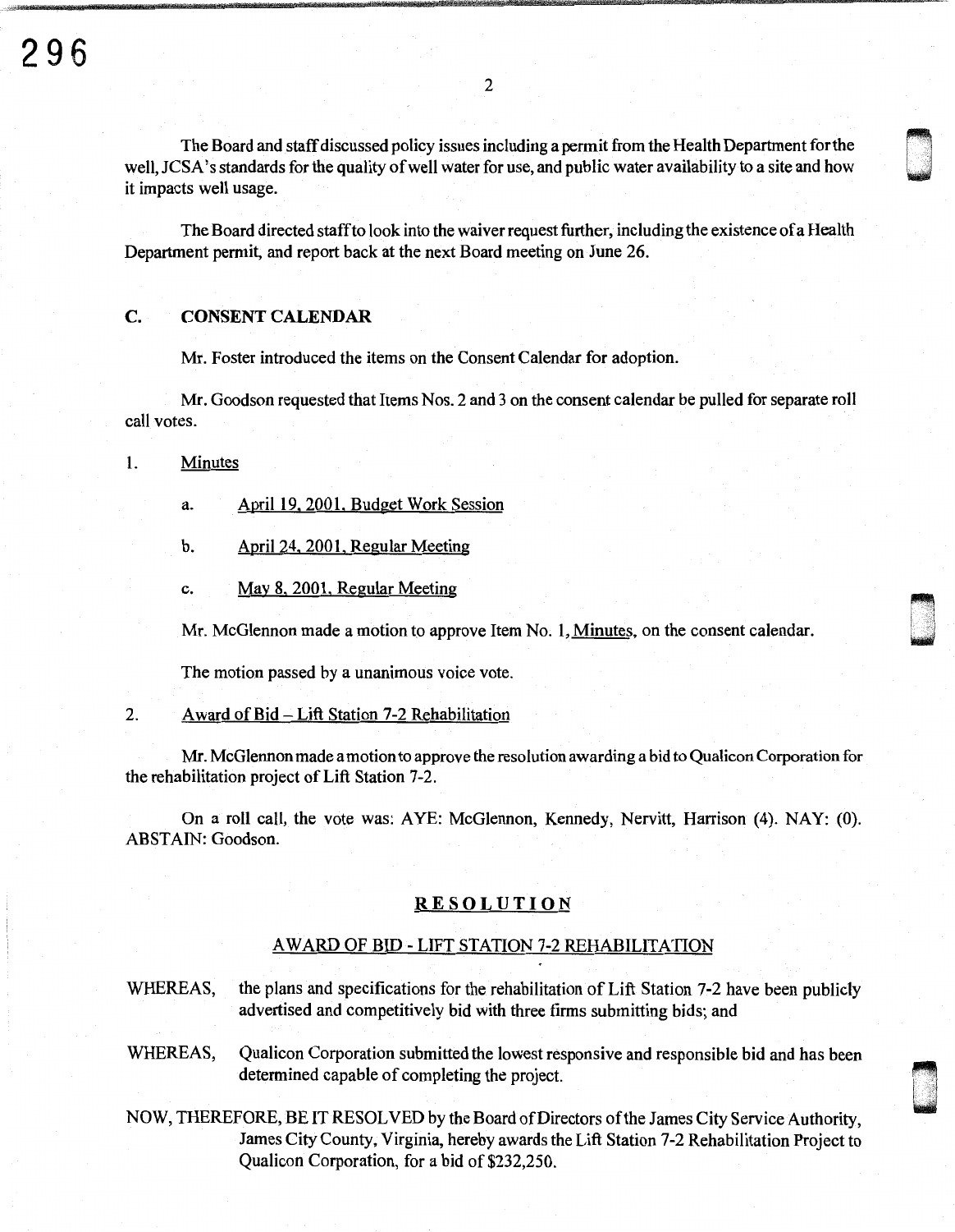The Board and staff discussed policy issues including a permit from the Health Department for the well, JCSA's standards for the quality of well water for use, and public water availability to a site and how it impacts well usage.

The Board directed staff to look into the waiver request further, including the existence of a Health Department permit, and report back at the next Board meeting on June 26.

## C. CONSENT CALENDAR

Mr. Foster introduced the items on the Consent Calendar for adoption.

Mr. Goodson requested that Items Nos. 2 and 3 on the consent calendar be pulled for separate roll call votes.

1. Minutes

   a. April 19, 2001, Budget Work Session

   b. April 24, 2001, Regular Meeting

   c. May 8, 2001, Regular Meeting

Mr. McGlennon made a motion to approve Item No. 1, Minutes, on the consent calendar.

The motion passed by a unanimous voice vote.

2. Award of Bid – Lift Station 7-2 Rehabilitation

Mr. McGlennon made a motion to approve the resolution awarding a bid to Qualicon Corporation for the rehabilitation project of Lift Station 7-2.

On a roll call, the vote was: AYE: McGlennon, Kennedy, Nervitt, Harrison (4). NAY: (0). ABSTAIN: Goodson.

### RESOLUTION

#### AWARD OF BID - LIFT STATION 7-2 REHABILITATION

WHEREAS, the plans and specifications for the rehabilitation of Lift Station 7-2 have been publicly advertised and competitively bid with three firms submitting bids; and

WHEREAS, Qualicon Corporation submitted the lowest responsive and responsible bid and has been determined capable of completing the project.

NOW, THEREFORE, BE IT RESOLVED by the Board of Directors of the James City Service Authority, James City County, Virginia, hereby awards the Lift Station 7-2 Rehabilitation Project to Qualicon Corporation, for a bid of $232,250.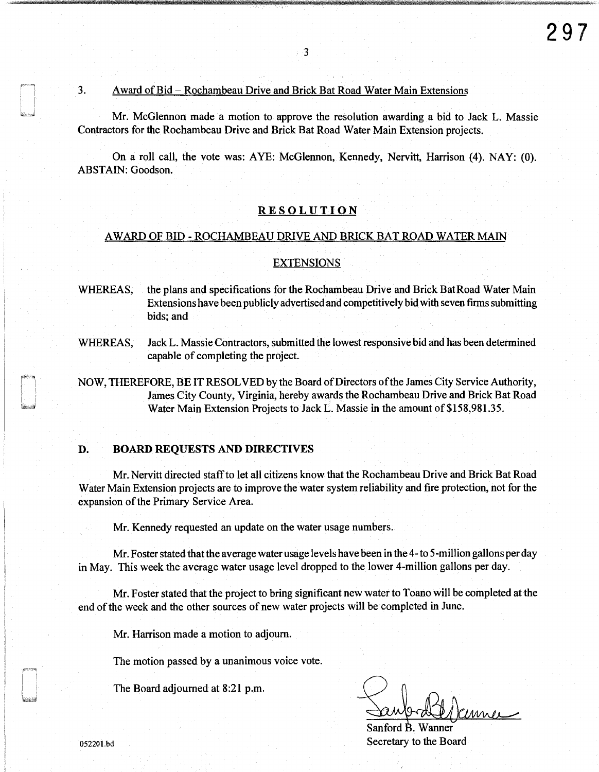3. Award of Bid – Rochambeau Drive and Brick Bat Road Water Main Extensions

Mr. McGlennon made a motion to approve the resolution awarding a bid to Jack L. Massie Contractors for the Rochambeau Drive and Brick Bat Road Water Main Extension projects.

On a roll call, the vote was: AYE: McGlennon, Kennedy, Nervitt, Harrison (4). NAY: (0). ABSTAIN: Goodson.

**RESOLUTION**

AWARD OF BID - ROCHAMBEAU DRIVE AND BRICK BAT ROAD WATER MAIN

EXTENSIONS

WHEREAS, the plans and specifications for the Rochambeau Drive and Brick Bat Road Water Main Extensions have been publicly advertised and competitively bid with seven firms submitting bids; and

WHEREAS, Jack L. Massie Contractors, submitted the lowest responsive bid and has been determined capable of completing the project.

NOW, THEREFORE, BE IT RESOLVED by the Board of Directors of the James City Service Authority, James City County, Virginia, hereby awards the Rochambeau Drive and Brick Bat Road Water Main Extension Projects to Jack L. Massie in the amount of $158,981.35.

## D. BOARD REQUESTS AND DIRECTIVES

Mr. Nervitt directed staff to let all citizens know that the Rochambeau Drive and Brick Bat Road Water Main Extension projects are to improve the water system reliability and fire protection, not for the expansion of the Primary Service Area.

Mr. Kennedy requested an update on the water usage numbers.

Mr. Foster stated that the average water usage levels have been in the 4- to 5-million gallons per day in May. This week the average water usage level dropped to the lower 4-million gallons per day.

Mr. Foster stated that the project to bring significant new water to Toano will be completed at the end of the week and the other sources of new water projects will be completed in June.

Mr. Harrison made a motion to adjourn.

The motion passed by a unanimous voice vote.

The Board adjourned at 8:21 p.m.

Sanford B. Wanner
Secretary to the Board

052201.bd